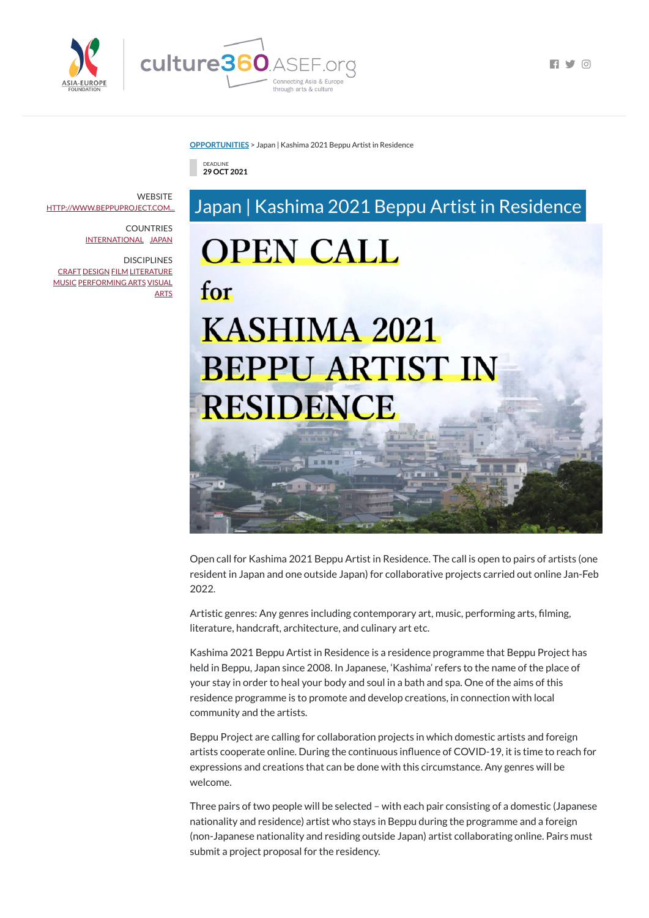[OPPORTUNITIES](#) > Japan | Kashima 2021 Beppu Artist in Residence

DEADLINE
**29 OCT 2021**

WEBSITE
HTTP://WWW.BEPPUPROJECT.COM...

COUNTRIES
INTERNATIONAL JAPAN

DISCIPLINES
CRAFT DESIGN FILM LITERATURE MUSIC PERFORMING ARTS VISUAL ARTS

# Japan | Kashima 2021 Beppu Artist in Residence

OPEN CALL for KASHIMA 2021 BEPPU ARTIST IN RESIDENCE

Open call for Kashima 2021 Beppu Artist in Residence. The call is open to pairs of artists (one resident in Japan and one outside Japan) for collaborative projects carried out online Jan-Feb 2022.

Artistic genres: Any genres including contemporary art, music, performing arts, filming, literature, handcraft, architecture, and culinary art etc.

Kashima 2021 Beppu Artist in Residence is a residence programme that Beppu Project has held in Beppu, Japan since 2008. In Japanese, 'Kashima' refers to the name of the place of your stay in order to heal your body and soul in a bath and spa. One of the aims of this residence programme is to promote and develop creations, in connection with local community and the artists.

Beppu Project are calling for collaboration projects in which domestic artists and foreign artists cooperate online. During the continuous influence of COVID-19, it is time to reach for expressions and creations that can be done with this circumstance. Any genres will be welcome.

Three pairs of two people will be selected – with each pair consisting of a domestic (Japanese nationality and residence) artist who stays in Beppu during the programme and a foreign (non-Japanese nationality and residing outside Japan) artist collaborating online. Pairs must submit a project proposal for the residency.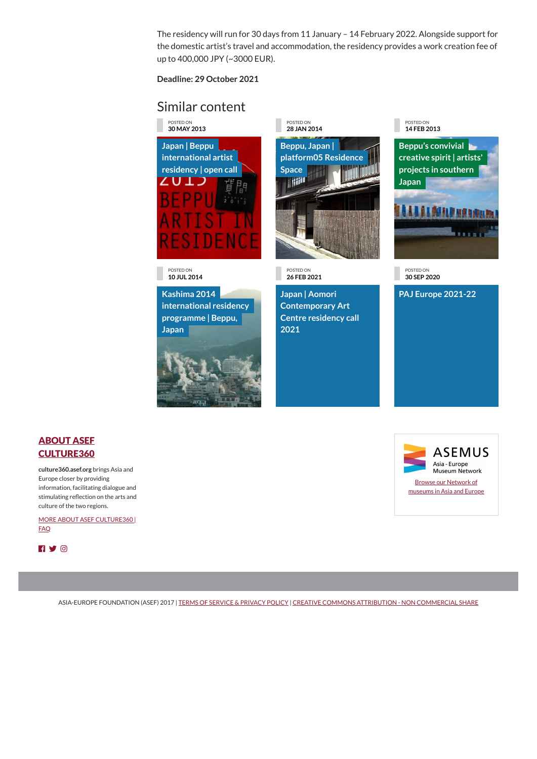The residency will run for 30 days from 11 January – 14 February 2022. Alongside support for the domestic artist's travel and accommodation, the residency provides a work creation fee of up to 400,000 JPY (~3000 EUR).

**Deadline: 29 October 2021**

## Similar content

POSTED ON
**30 MAY 2013**

Japan | Beppu international artist residency | open call

POSTED ON
**28 JAN 2014**

Beppu, Japan | platform05 Residence Space

POSTED ON
**14 FEB 2013**

Beppu's convivial creative spirit | artists' projects in southern Japan

POSTED ON
**10 JUL 2014**

Kashima 2014 international residency programme | Beppu, Japan

POSTED ON
**26 FEB 2021**

Japan | Aomori Contemporary Art Centre residency call 2021

POSTED ON
**30 SEP 2020**

PAJ Europe 2021-22

### ABOUT ASEF CULTURE360

**culture360.asef.org** brings Asia and Europe closer by providing information, facilitating dialogue and stimulating reflection on the arts and culture of the two regions.

MORE ABOUT ASEF CULTURE360 | FAQ

ASEMUS
Asia - Europe Museum Network

Browse our Network of museums in Asia and Europe

ASIA-EUROPE FOUNDATION (ASEF) 2017 | TERMS OF SERVICE & PRIVACY POLICY | CREATIVE COMMONS ATTRIBUTION - NON COMMERCIAL SHARE